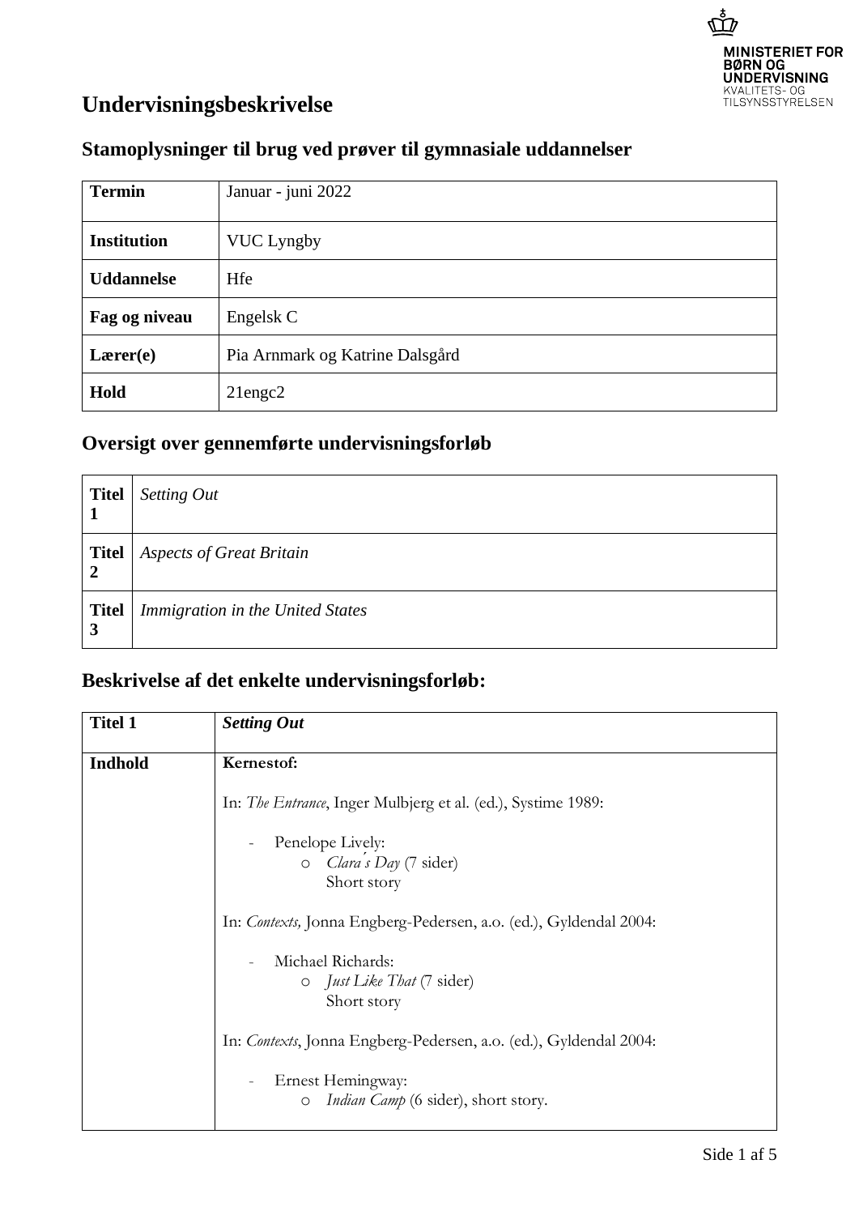MINISTERIET FOR BØRN OG UNDERVISNING
KVALITETS- OG TILSYNSSTYRELSEN

# Undervisningsbeskrivelse

## Stamoplysninger til brug ved prøver til gymnasiale uddannelser

| **Termin** | Januar - juni 2022 |
|---|---|
| **Institution** | VUC Lyngby |
| **Uddannelse** | Hfe |
| **Fag og niveau** | Engelsk C |
| **Lærer(e)** | Pia Arnmark og Katrine Dalsgård |
| **Hold** | 21engc2 |

## Oversigt over gennemførte undervisningsforløb

| **Titel 1** | *Setting Out* |
|---|---|
| **Titel 2** | *Aspects of Great Britain* |
| **Titel 3** | *Immigration in the United States* |

## Beskrivelse af det enkelte undervisningsforløb:

| **Titel 1** | ***Setting Out*** |
|---|---|
| **Indhold** | **Kernestof:**<br><br>In: *The Entrance*, Inger Mulbjerg et al. (ed.), Systime 1989:<br><br>- Penelope Lively:<br>  - *Clara´s Day* (7 sider) Short story<br><br>In: *Contexts,* Jonna Engberg-Pedersen, a.o. (ed.), Gyldendal 2004:<br><br>- Michael Richards:<br>  - *Just Like That* (7 sider) Short story<br><br>In: *Contexts*, Jonna Engberg-Pedersen, a.o. (ed.), Gyldendal 2004:<br><br>- Ernest Hemingway:<br>  - *Indian Camp* (6 sider), short story. |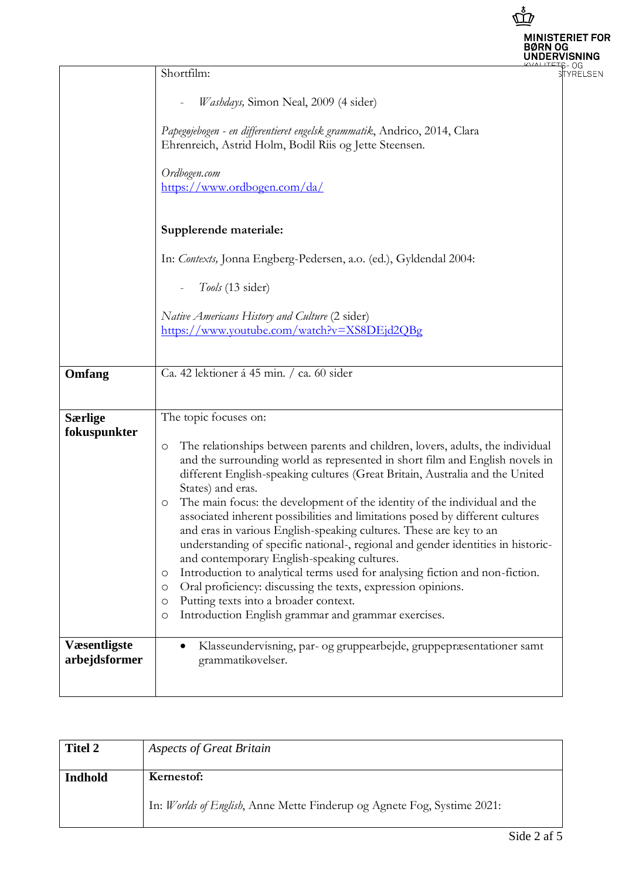| | |
|---|---|
| | Shortfilm:<br><br>- *Washdays,* Simon Neal, 2009 (4 sider)<br><br>*Papegøjebogen - en differentieret engelsk grammatik*, Andrico, 2014, Clara Ehrenreich, Astrid Holm, Bodil Riis og Jette Steensen.<br><br>*Ordbogen.com*<br>https://www.ordbogen.com/da/<br><br>**Supplerende materiale:**<br><br>In: *Contexts,* Jonna Engberg-Pedersen, a.o. (ed.), Gyldendal 2004:<br><br>- *Tools* (13 sider)<br><br>*Native Americans History and Culture* (2 sider)<br>https://www.youtube.com/watch?v=XS8DEjd2QBg |
| **Omfang** | Ca. 42 lektioner á 45 min. / ca. 60 sider |
| **Særlige fokuspunkter** | The topic focuses on:<br><br>○ The relationships between parents and children, lovers, adults, the individual and the surrounding world as represented in short film and English novels in different English-speaking cultures (Great Britain, Australia and the United States) and eras.<br>○ The main focus: the development of the identity of the individual and the associated inherent possibilities and limitations posed by different cultures and eras in various English-speaking cultures. These are key to an understanding of specific national-, regional and gender identities in historic- and contemporary English-speaking cultures.<br>○ Introduction to analytical terms used for analysing fiction and non-fiction.<br>○ Oral proficiency: discussing the texts, expression opinions.<br>○ Putting texts into a broader context.<br>○ Introduction English grammar and grammar exercises. |
| **Væsentligste arbejdsformer** | • Klasseundervisning, par- og gruppearbejde, gruppepræsentationer samt grammatikøvelser. |

| | |
|---|---|
| **Titel 2** | *Aspects of Great Britain* |
| **Indhold** | **Kernestof:**<br><br>In: *Worlds of English*, Anne Mette Finderup og Agnete Fog, Systime 2021: |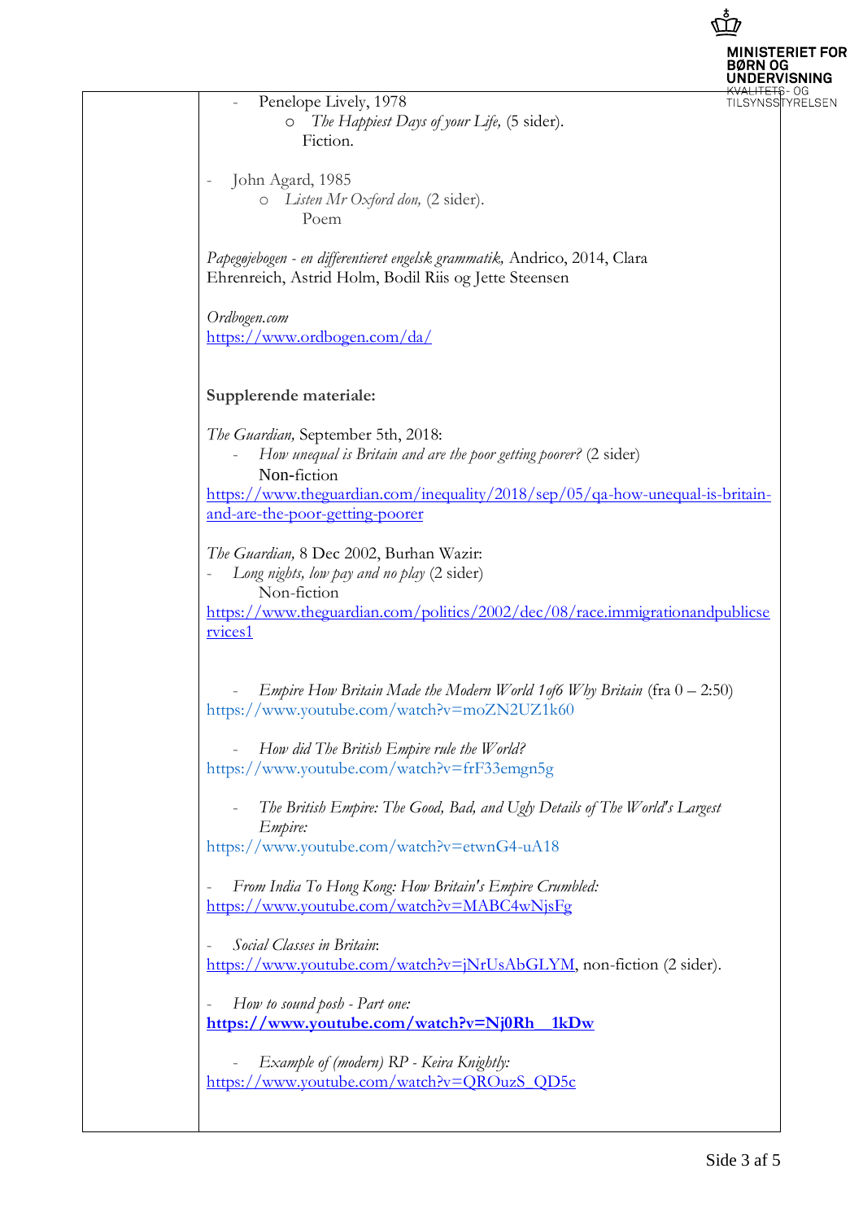- Penelope Lively, 1978
  - *The Happiest Days of your Life,* (5 sider).
    Fiction.

- John Agard, 1985
  - *Listen Mr Oxford don,* (2 sider).
    Poem

*Papegøjebogen - en differentieret engelsk grammatik,* Andrico, 2014, Clara Ehrenreich, Astrid Holm, Bodil Riis og Jette Steensen

*Ordbogen.com*
https://www.ordbogen.com/da/

**Supplerende materiale:**

*The Guardian,* September 5th, 2018:
- *How unequal is Britain and are the poor getting poorer?* (2 sider)
  Non-fiction

https://www.theguardian.com/inequality/2018/sep/05/qa-how-unequal-is-britain-and-are-the-poor-getting-poorer

*The Guardian,* 8 Dec 2002, Burhan Wazir:
- *Long nights, low pay and no play* (2 sider)
  Non-fiction

https://www.theguardian.com/politics/2002/dec/08/race.immigrationandpublicservices1

- *Empire How Britain Made the Modern World 1of6 Why Britain* (fra 0 – 2:50)

https://www.youtube.com/watch?v=moZN2UZ1k60

- *How did The British Empire rule the World?*

https://www.youtube.com/watch?v=frF33emgn5g

- *The British Empire: The Good, Bad, and Ugly Details of The World's Largest Empire:*

https://www.youtube.com/watch?v=etwnG4-uA18

- *From India To Hong Kong: How Britain's Empire Crumbled:*

https://www.youtube.com/watch?v=MABC4wNjsFg

- *Social Classes in Britain*:

https://www.youtube.com/watch?v=jNrUsAbGLYM, non-fiction (2 sider).

- *How to sound posh - Part one:*

**https://www.youtube.com/watch?v=Nj0Rh__1kDw**

- *Example of (modern) RP - Keira Knightly:*

https://www.youtube.com/watch?v=QROuzS_QD5c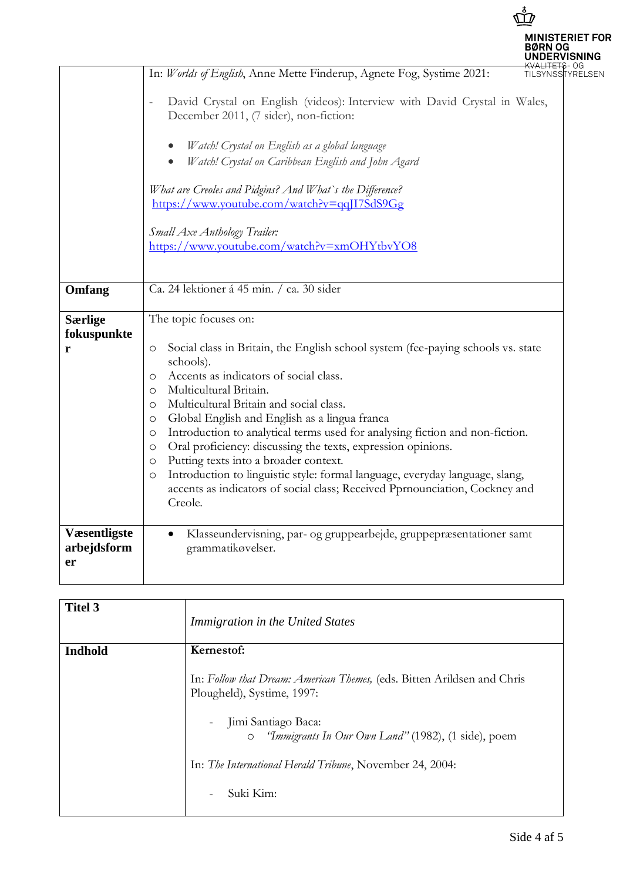| | |
|---|---|
| | In: *Worlds of English*, Anne Mette Finderup, Agnete Fog, Systime 2021:<br><br>- David Crystal on English (videos): Interview with David Crystal in Wales, December 2011, (7 sider), non-fiction:<br>  - *Watch! Crystal on English as a global language*<br>  - *Watch! Crystal on Caribbean English and John Agard*<br><br>*What are Creoles and Pidgins? And What`s the Difference?* https://www.youtube.com/watch?v=qqJI7SdS9Gg<br><br>*Small Axe Anthology Trailer:* https://www.youtube.com/watch?v=xmOHYtbvYO8 |
| **Omfang** | Ca. 24 lektioner á 45 min. / ca. 30 sider |
| **Særlige fokuspunkter** | The topic focuses on:<br><br>- Social class in Britain, the English school system (fee-paying schools vs. state schools).<br>- Accents as indicators of social class.<br>- Multicultural Britain.<br>- Multicultural Britain and social class.<br>- Global English and English as a lingua franca<br>- Introduction to analytical terms used for analysing fiction and non-fiction.<br>- Oral proficiency: discussing the texts, expression opinions.<br>- Putting texts into a broader context.<br>- Introduction to linguistic style: formal language, everyday language, slang, accents as indicators of social class; Received Pprnounciation, Cockney and Creole. |
| **Væsentligste arbejdsformer** | - Klasseundervisning, par- og gruppearbejde, gruppepræsentationer samt grammatikøvelser. |

| **Titel 3** | *Immigration in the United States* |
|---|---|
| **Indhold** | **Kernestof:**<br><br>In: *Follow that Dream: American Themes,* (eds. Bitten Arildsen and Chris Plougheld), Systime, 1997:<br><br>- Jimi Santiago Baca:<br>  - *"Immigrants In Our Own Land"* (1982), (1 side), poem<br><br>In: *The International Herald Tribune*, November 24, 2004:<br><br>- Suki Kim: |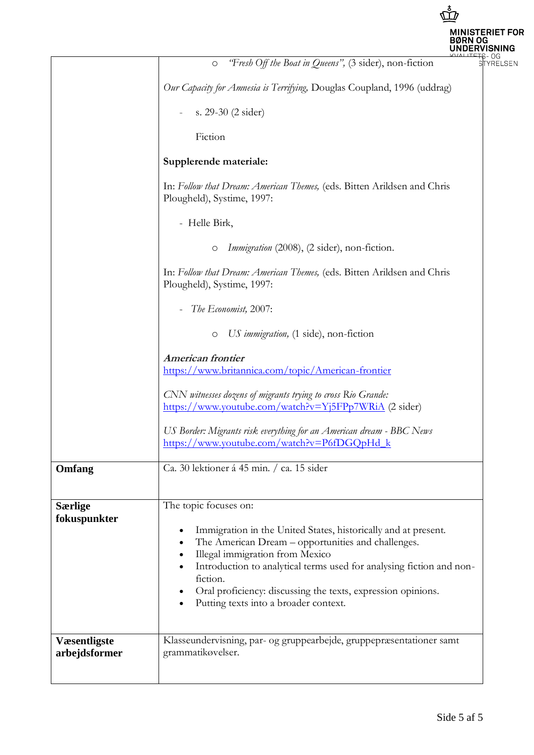| | |
|---|---|
| | ○ *"Fresh Off the Boat in Queens",* (3 sider), non-fiction<br><br>*Our Capacity for Amnesia is Terrifying,* Douglas Coupland, 1996 (uddrag)<br><br>- s. 29-30 (2 sider)<br><br>Fiction<br><br>**Supplerende materiale:**<br><br>In: *Follow that Dream: American Themes,* (eds. Bitten Arildsen and Chris Plougheld), Systime, 1997:<br><br>- Helle Birk,<br><br>○ *Immigration* (2008), (2 sider), non-fiction.<br><br>In: *Follow that Dream: American Themes,* (eds. Bitten Arildsen and Chris Plougheld), Systime, 1997:<br><br>- *The Economist,* 2007:<br><br>○ *US immigration,* (1 side), non-fiction<br><br>***American frontier***<br>https://www.britannica.com/topic/American-frontier<br><br>*CNN witnesses dozens of migrants trying to cross Rio Grande:*<br>https://www.youtube.com/watch?v=Yj5FPp7WRiA (2 sider)<br><br>*US Border: Migrants risk everything for an American dream - BBC News*<br>https://www.youtube.com/watch?v=P6fDGQpHd_k |
| **Omfang** | Ca. 30 lektioner á 45 min. / ca. 15 sider |
| **Særlige fokuspunkter** | The topic focuses on:<br><br>• Immigration in the United States, historically and at present.<br>• The American Dream – opportunities and challenges.<br>• Illegal immigration from Mexico<br>• Introduction to analytical terms used for analysing fiction and non-fiction.<br>• Oral proficiency: discussing the texts, expression opinions.<br>• Putting texts into a broader context. |
| **Væsentligste arbejdsformer** | Klasseundervisning, par- og gruppearbejde, gruppepræsentationer samt grammatikøvelser. |